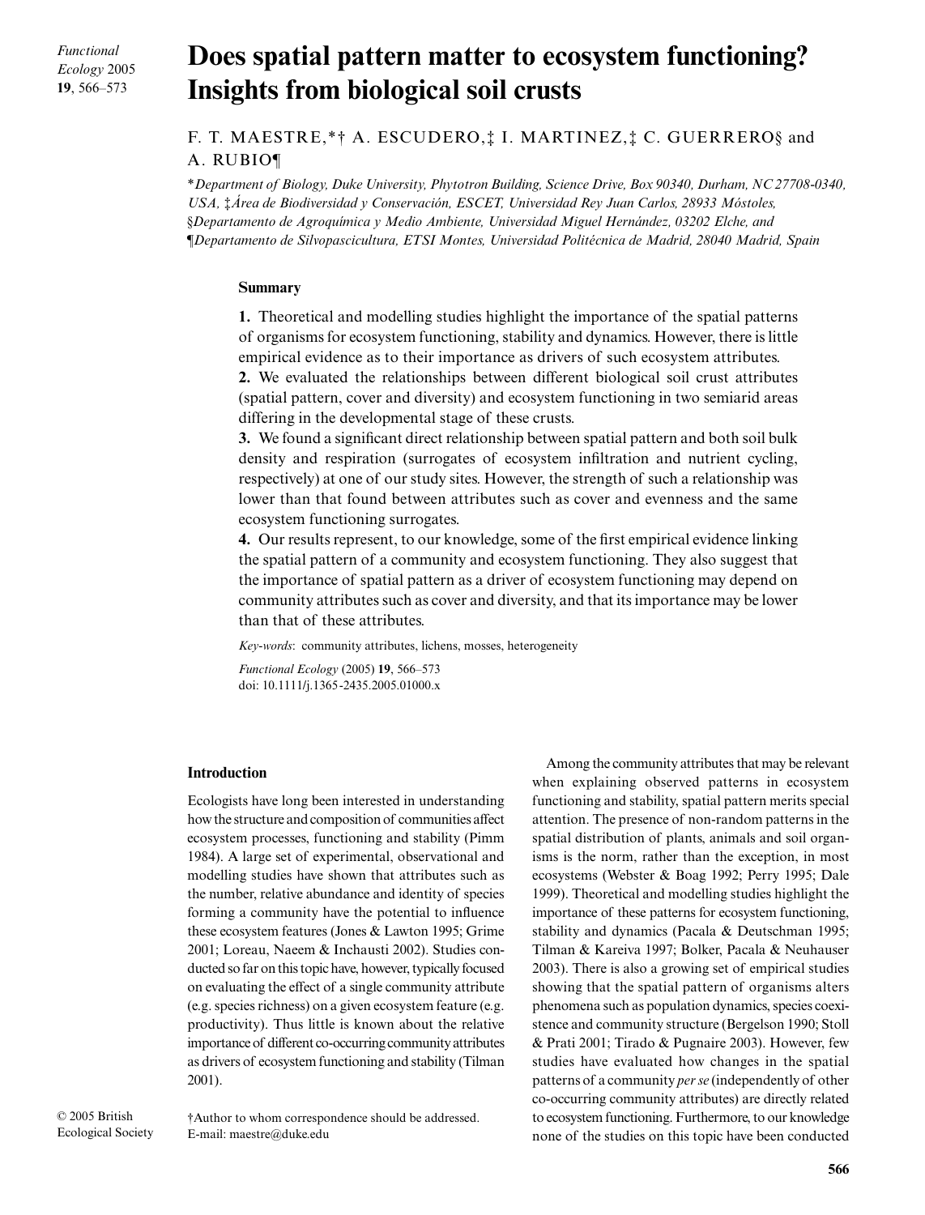# Does spatial pattern matter to ecosystem functioning? Insights from biological soil crusts

F. T. MAESTRE,*† A. ESCUDERO,‡ I. MARTINEZ,‡ C. GUERRERO§ and A. RUBIO¶

**Department of Biology, Duke University, Phytotron Building, Science Drive, Box 90340, Durham, NC 27708-0340, USA, ‡Área de Biodiversidad y Conservación, ESCET, Universidad Rey Juan Carlos, 28933 Móstoles, §Departamento de Agroquímica y Medio Ambiente, Universidad Miguel Hernández, 03202 Elche, and ¶Departamento de Silvopascicultura, ETSI Montes, Universidad Politécnica de Madrid, 28040 Madrid, Spain*

## Summary

**1.** Theoretical and modelling studies highlight the importance of the spatial patterns of organisms for ecosystem functioning, stability and dynamics. However, there is little empirical evidence as to their importance as drivers of such ecosystem attributes.

**2.** We evaluated the relationships between different biological soil crust attributes (spatial pattern, cover and diversity) and ecosystem functioning in two semiarid areas differing in the developmental stage of these crusts.

**3.** We found a significant direct relationship between spatial pattern and both soil bulk density and respiration (surrogates of ecosystem infiltration and nutrient cycling, respectively) at one of our study sites. However, the strength of such a relationship was lower than that found between attributes such as cover and evenness and the same ecosystem functioning surrogates.

**4.** Our results represent, to our knowledge, some of the first empirical evidence linking the spatial pattern of a community and ecosystem functioning. They also suggest that the importance of spatial pattern as a driver of ecosystem functioning may depend on community attributes such as cover and diversity, and that its importance may be lower than that of these attributes.

*Key-words*: community attributes, lichens, mosses, heterogeneity

*Functional Ecology* (2005) **19**, 566–573
doi: 10.1111/j.1365-2435.2005.01000.x

## Introduction

Ecologists have long been interested in understanding how the structure and composition of communities affect ecosystem processes, functioning and stability (Pimm 1984). A large set of experimental, observational and modelling studies have shown that attributes such as the number, relative abundance and identity of species forming a community have the potential to influence these ecosystem features (Jones & Lawton 1995; Grime 2001; Loreau, Naeem & Inchausti 2002). Studies conducted so far on this topic have, however, typically focused on evaluating the effect of a single community attribute (e.g. species richness) on a given ecosystem feature (e.g. productivity). Thus little is known about the relative importance of different co-occurring community attributes as drivers of ecosystem functioning and stability (Tilman 2001).

Among the community attributes that may be relevant when explaining observed patterns in ecosystem functioning and stability, spatial pattern merits special attention. The presence of non-random patterns in the spatial distribution of plants, animals and soil organisms is the norm, rather than the exception, in most ecosystems (Webster & Boag 1992; Perry 1995; Dale 1999). Theoretical and modelling studies highlight the importance of these patterns for ecosystem functioning, stability and dynamics (Pacala & Deutschman 1995; Tilman & Kareiva 1997; Bolker, Pacala & Neuhauser 2003). There is also a growing set of empirical studies showing that the spatial pattern of organisms alters phenomena such as population dynamics, species coexistence and community structure (Bergelson 1990; Stoll & Prati 2001; Tirado & Pugnaire 2003). However, few studies have evaluated how changes in the spatial patterns of a community *per se* (independently of other co-occurring community attributes) are directly related to ecosystem functioning. Furthermore, to our knowledge none of the studies on this topic have been conducted

†Author to whom correspondence should be addressed. E-mail: maestre@duke.edu

© 2005 British Ecological Society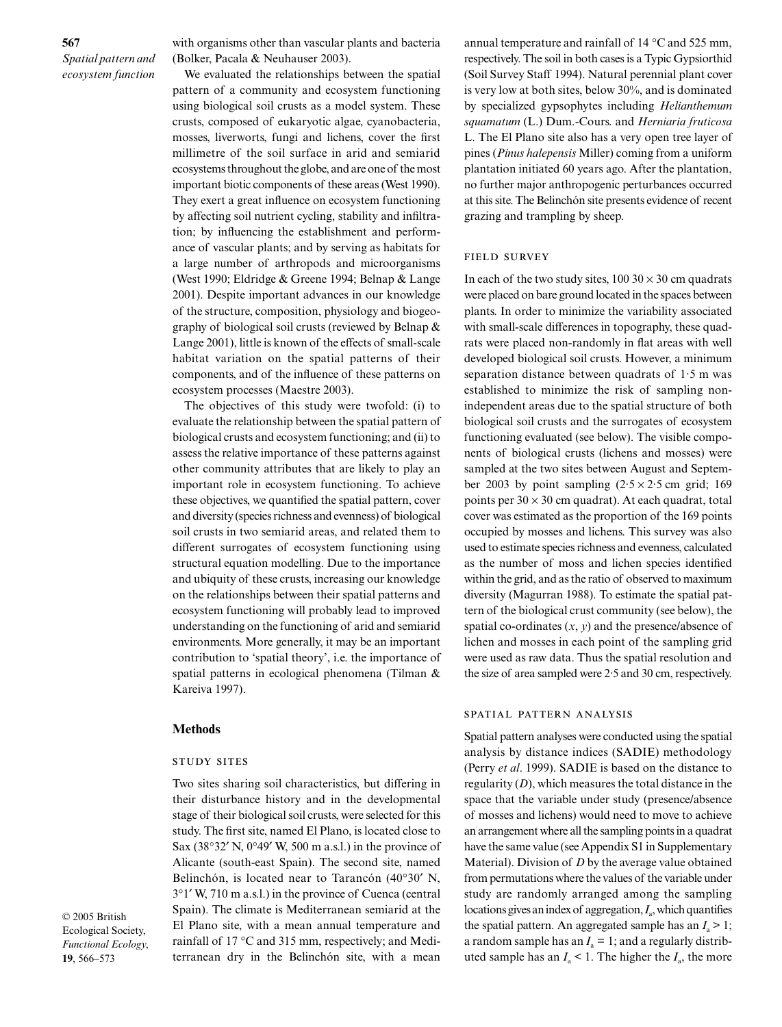with organisms other than vascular plants and bacteria (Bolker, Pacala & Neuhauser 2003).

We evaluated the relationships between the spatial pattern of a community and ecosystem functioning using biological soil crusts as a model system. These crusts, composed of eukaryotic algae, cyanobacteria, mosses, liverworts, fungi and lichens, cover the first millimetre of the soil surface in arid and semiarid ecosystems throughout the globe, and are one of the most important biotic components of these areas (West 1990). They exert a great influence on ecosystem functioning by affecting soil nutrient cycling, stability and infiltration; by influencing the establishment and performance of vascular plants; and by serving as habitats for a large number of arthropods and microorganisms (West 1990; Eldridge & Greene 1994; Belnap & Lange 2001). Despite important advances in our knowledge of the structure, composition, physiology and biogeography of biological soil crusts (reviewed by Belnap & Lange 2001), little is known of the effects of small-scale habitat variation on the spatial patterns of their components, and of the influence of these patterns on ecosystem processes (Maestre 2003).

The objectives of this study were twofold: (i) to evaluate the relationship between the spatial pattern of biological crusts and ecosystem functioning; and (ii) to assess the relative importance of these patterns against other community attributes that are likely to play an important role in ecosystem functioning. To achieve these objectives, we quantified the spatial pattern, cover and diversity (species richness and evenness) of biological soil crusts in two semiarid areas, and related them to different surrogates of ecosystem functioning using structural equation modelling. Due to the importance and ubiquity of these crusts, increasing our knowledge on the relationships between their spatial patterns and ecosystem functioning will probably lead to improved understanding on the functioning of arid and semiarid environments. More generally, it may be an important contribution to 'spatial theory', i.e. the importance of spatial patterns in ecological phenomena (Tilman & Kareiva 1997).

## Methods

### STUDY SITES

Two sites sharing soil characteristics, but differing in their disturbance history and in the developmental stage of their biological soil crusts, were selected for this study. The first site, named El Plano, is located close to Sax (38°32′ N, 0°49′ W, 500 m a.s.l.) in the province of Alicante (south-east Spain). The second site, named Belinchón, is located near to Tarancón (40°30′ N, 3°1′ W, 710 m a.s.l.) in the province of Cuenca (central Spain). The climate is Mediterranean semiarid at the El Plano site, with a mean annual temperature and rainfall of 17 °C and 315 mm, respectively; and Mediterranean dry in the Belinchón site, with a mean annual temperature and rainfall of 14 °C and 525 mm, respectively. The soil in both cases is a Typic Gypsiorthid (Soil Survey Staff 1994). Natural perennial plant cover is very low at both sites, below 30%, and is dominated by specialized gypsophytes including *Helianthemum squamatum* (L.) Dum.-Cours. and *Herniaria fruticosa* L. The El Plano site also has a very open tree layer of pines (*Pinus halepensis* Miller) coming from a uniform plantation initiated 60 years ago. After the plantation, no further major anthropogenic perturbances occurred at this site. The Belinchón site presents evidence of recent grazing and trampling by sheep.

### FIELD SURVEY

In each of the two study sites, 100 30 × 30 cm quadrats were placed on bare ground located in the spaces between plants. In order to minimize the variability associated with small-scale differences in topography, these quadrats were placed non-randomly in flat areas with well developed biological soil crusts. However, a minimum separation distance between quadrats of 1·5 m was established to minimize the risk of sampling non-independent areas due to the spatial structure of both biological soil crusts and the surrogates of ecosystem functioning evaluated (see below). The visible components of biological crusts (lichens and mosses) were sampled at the two sites between August and September 2003 by point sampling (2·5 × 2·5 cm grid; 169 points per 30 × 30 cm quadrat). At each quadrat, total cover was estimated as the proportion of the 169 points occupied by mosses and lichens. This survey was also used to estimate species richness and evenness, calculated as the number of moss and lichen species identified within the grid, and as the ratio of observed to maximum diversity (Magurran 1988). To estimate the spatial pattern of the biological crust community (see below), the spatial co-ordinates ($x$, $y$) and the presence/absence of lichen and mosses in each point of the sampling grid were used as raw data. Thus the spatial resolution and the size of area sampled were 2·5 and 30 cm, respectively.

### SPATIAL PATTERN ANALYSIS

Spatial pattern analyses were conducted using the spatial analysis by distance indices (SADIE) methodology (Perry *et al*. 1999). SADIE is based on the distance to regularity ($D$), which measures the total distance in the space that the variable under study (presence/absence of mosses and lichens) would need to move to achieve an arrangement where all the sampling points in a quadrat have the same value (see Appendix S1 in Supplementary Material). Division of $D$ by the average value obtained from permutations where the values of the variable under study are randomly arranged among the sampling locations gives an index of aggregation, $I_a$, which quantifies the spatial pattern. An aggregated sample has an $I_a > 1$; a random sample has an $I_a = 1$; and a regularly distributed sample has an $I_a < 1$. The higher the $I_a$, the more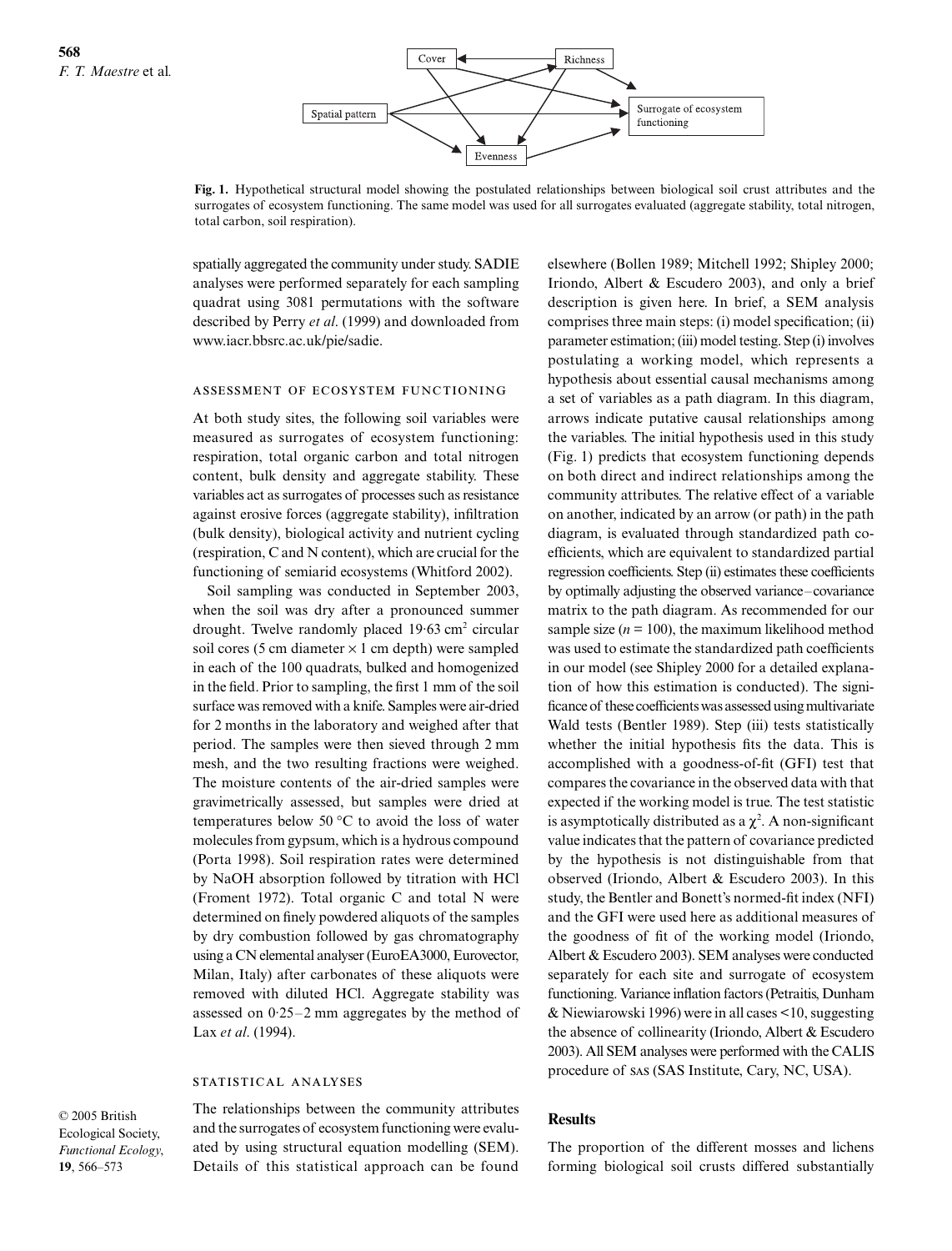**Fig. 1.** Hypothetical structural model showing the postulated relationships between biological soil crust attributes and the surrogates of ecosystem functioning. The same model was used for all surrogates evaluated (aggregate stability, total nitrogen, total carbon, soil respiration).

spatially aggregated the community under study. SADIE analyses were performed separately for each sampling quadrat using 3081 permutations with the software described by Perry *et al*. (1999) and downloaded from www.iacr.bbsrc.ac.uk/pie/sadie.

### ASSESSMENT OF ECOSYSTEM FUNCTIONING

At both study sites, the following soil variables were measured as surrogates of ecosystem functioning: respiration, total organic carbon and total nitrogen content, bulk density and aggregate stability. These variables act as surrogates of processes such as resistance against erosive forces (aggregate stability), infiltration (bulk density), biological activity and nutrient cycling (respiration, C and N content), which are crucial for the functioning of semiarid ecosystems (Whitford 2002).

Soil sampling was conducted in September 2003, when the soil was dry after a pronounced summer drought. Twelve randomly placed 19·63 $cm^2$ circular soil cores (5 cm diameter × 1 cm depth) were sampled in each of the 100 quadrats, bulked and homogenized in the field. Prior to sampling, the first 1 mm of the soil surface was removed with a knife. Samples were air-dried for 2 months in the laboratory and weighed after that period. The samples were then sieved through 2 mm mesh, and the two resulting fractions were weighed. The moisture contents of the air-dried samples were gravimetrically assessed, but samples were dried at temperatures below 50 °C to avoid the loss of water molecules from gypsum, which is a hydrous compound (Porta 1998). Soil respiration rates were determined by NaOH absorption followed by titration with HCl (Froment 1972). Total organic C and total N were determined on finely powdered aliquots of the samples by dry combustion followed by gas chromatography using a CN elemental analyser (EuroEA3000, Eurovector, Milan, Italy) after carbonates of these aliquots were removed with diluted HCl. Aggregate stability was assessed on 0·25–2 mm aggregates by the method of Lax *et al*. (1994).

### STATISTICAL ANALYSES

The relationships between the community attributes and the surrogates of ecosystem functioning were evaluated by using structural equation modelling (SEM). Details of this statistical approach can be found elsewhere (Bollen 1989; Mitchell 1992; Shipley 2000; Iriondo, Albert & Escudero 2003), and only a brief description is given here. In brief, a SEM analysis comprises three main steps: (i) model specification; (ii) parameter estimation; (iii) model testing. Step (i) involves postulating a working model, which represents a hypothesis about essential causal mechanisms among a set of variables as a path diagram. In this diagram, arrows indicate putative causal relationships among the variables. The initial hypothesis used in this study (Fig. 1) predicts that ecosystem functioning depends on both direct and indirect relationships among the community attributes. The relative effect of a variable on another, indicated by an arrow (or path) in the path diagram, is evaluated through standardized path coefficients, which are equivalent to standardized partial regression coefficients. Step (ii) estimates these coefficients by optimally adjusting the observed variance–covariance matrix to the path diagram. As recommended for our sample size ($n = 100$), the maximum likelihood method was used to estimate the standardized path coefficients in our model (see Shipley 2000 for a detailed explanation of how this estimation is conducted). The significance of these coefficients was assessed using multivariate Wald tests (Bentler 1989). Step (iii) tests statistically whether the initial hypothesis fits the data. This is accomplished with a goodness-of-fit (GFI) test that compares the covariance in the observed data with that expected if the working model is true. The test statistic is asymptotically distributed as a $\chi^2$. A non-significant value indicates that the pattern of covariance predicted by the hypothesis is not distinguishable from that observed (Iriondo, Albert & Escudero 2003). In this study, the Bentler and Bonett's normed-fit index (NFI) and the GFI were used here as additional measures of the goodness of fit of the working model (Iriondo, Albert & Escudero 2003). SEM analyses were conducted separately for each site and surrogate of ecosystem functioning. Variance inflation factors (Petraitis, Dunham & Niewiarowski 1996) were in all cases <10, suggesting the absence of collinearity (Iriondo, Albert & Escudero 2003). All SEM analyses were performed with the CALIS procedure of SAS (SAS Institute, Cary, NC, USA).

## Results

The proportion of the different mosses and lichens forming biological soil crusts differed substantially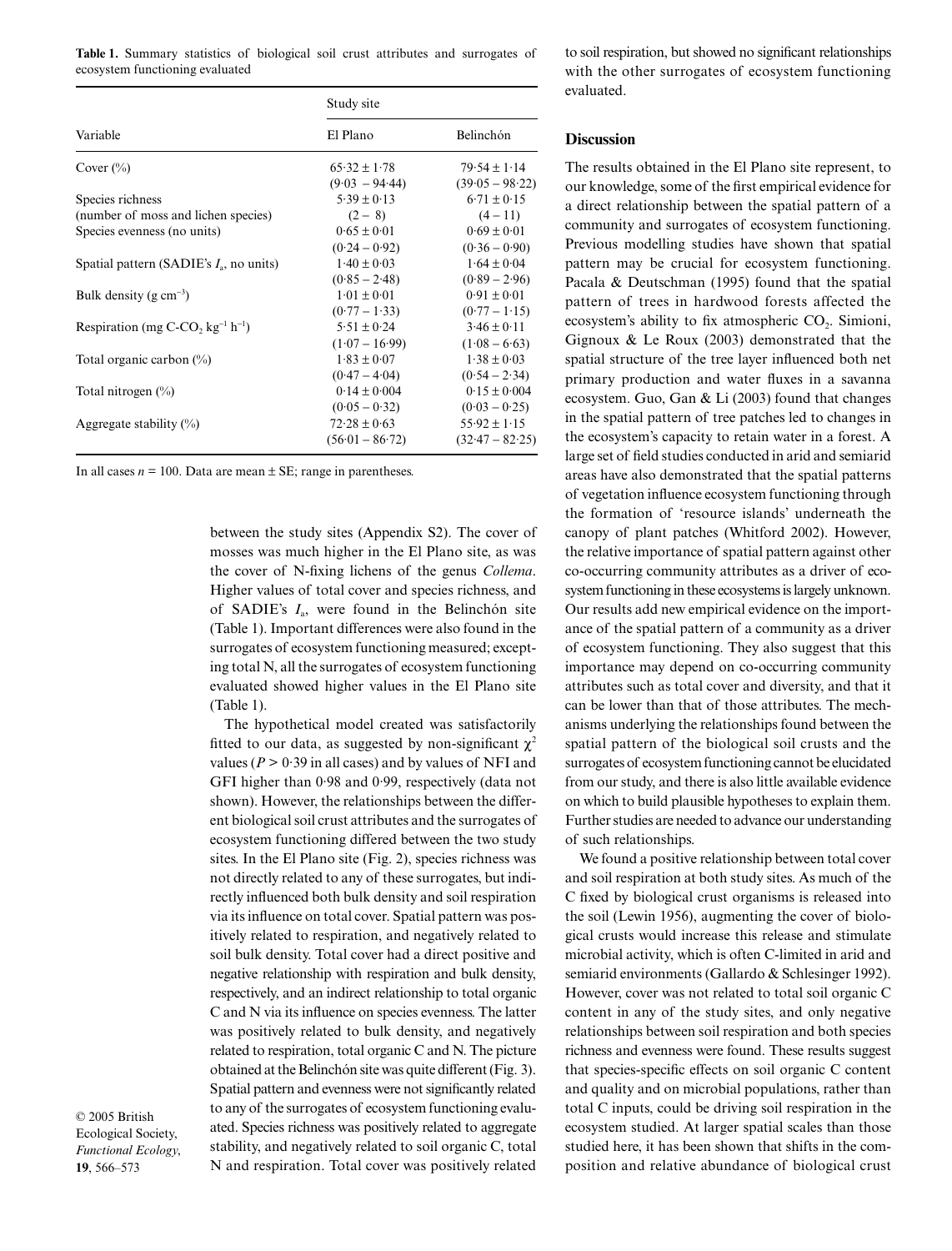**Table 1.** Summary statistics of biological soil crust attributes and surrogates of ecosystem functioning evaluated

| Variable | Study site | |
|---|---|---|
| | El Plano | Belinchón |
| Cover (%) | 65·32 ± 1·78 (9·03 – 94·44) | 79·54 ± 1·14 (39·05 – 98·22) |
| Species richness (number of moss and lichen species) | 5·39 ± 0·13 (2 – 8) | 6·71 ± 0·15 (4 – 11) |
| Species evenness (no units) | 0·65 ± 0·01 (0·24 – 0·92) | 0·69 ± 0·01 (0·36 – 0·90) |
| Spatial pattern (SADIE's $I_a$, no units) | 1·40 ± 0·03 (0·85 – 2·48) | 1·64 ± 0·04 (0·89 – 2·96) |
| Bulk density (g $cm^{-3}$) | 1·01 ± 0·01 (0·77 – 1·33) | 0·91 ± 0·01 (0·77 – 1·15) |
| Respiration (mg C-$CO_2$ $kg^{-1}$ $h^{-1}$) | 5·51 ± 0·24 (1·07 – 16·99) | 3·46 ± 0·11 (1·08 – 6·63) |
| Total organic carbon (%) | 1·83 ± 0·07 (0·47 – 4·04) | 1·38 ± 0·03 (0·54 – 2·34) |
| Total nitrogen (%) | 0·14 ± 0·004 (0·05 – 0·32) | 0·15 ± 0·004 (0·03 – 0·25) |
| Aggregate stability (%) | 72·28 ± 0·63 (56·01 – 86·72) | 55·92 ± 1·15 (32·47 – 82·25) |

In all cases $n = 100$. Data are mean ± SE; range in parentheses.

between the study sites (Appendix S2). The cover of mosses was much higher in the El Plano site, as was the cover of N-fixing lichens of the genus *Collema*. Higher values of total cover and species richness, and of SADIE's $I_a$, were found in the Belinchón site (Table 1). Important differences were also found in the surrogates of ecosystem functioning measured; excepting total N, all the surrogates of ecosystem functioning evaluated showed higher values in the El Plano site (Table 1).

The hypothetical model created was satisfactorily fitted to our data, as suggested by non-significant $\chi^2$ values ($P > 0·39$ in all cases) and by values of NFI and GFI higher than 0·98 and 0·99, respectively (data not shown). However, the relationships between the different biological soil crust attributes and the surrogates of ecosystem functioning differed between the two study sites. In the El Plano site (Fig. 2), species richness was not directly related to any of these surrogates, but indirectly influenced both bulk density and soil respiration via its influence on total cover. Spatial pattern was positively related to respiration, and negatively related to soil bulk density. Total cover had a direct positive and negative relationship with respiration and bulk density, respectively, and an indirect relationship to total organic C and N via its influence on species evenness. The latter was positively related to bulk density, and negatively related to respiration, total organic C and N. The picture obtained at the Belinchón site was quite different (Fig. 3). Spatial pattern and evenness were not significantly related to any of the surrogates of ecosystem functioning evaluated. Species richness was positively related to aggregate stability, and negatively related to soil organic C, total N and respiration. Total cover was positively related to soil respiration, but showed no significant relationships with the other surrogates of ecosystem functioning evaluated.

## Discussion

The results obtained in the El Plano site represent, to our knowledge, some of the first empirical evidence for a direct relationship between the spatial pattern of a community and surrogates of ecosystem functioning. Previous modelling studies have shown that spatial pattern may be crucial for ecosystem functioning. Pacala & Deutschman (1995) found that the spatial pattern of trees in hardwood forests affected the ecosystem's ability to fix atmospheric $CO_2$. Simioni, Gignoux & Le Roux (2003) demonstrated that the spatial structure of the tree layer influenced both net primary production and water fluxes in a savanna ecosystem. Guo, Gan & Li (2003) found that changes in the spatial pattern of tree patches led to changes in the ecosystem's capacity to retain water in a forest. A large set of field studies conducted in arid and semiarid areas have also demonstrated that the spatial patterns of vegetation influence ecosystem functioning through the formation of 'resource islands' underneath the canopy of plant patches (Whitford 2002). However, the relative importance of spatial pattern against other co-occurring community attributes as a driver of ecosystem functioning in these ecosystems is largely unknown. Our results add new empirical evidence on the importance of the spatial pattern of a community as a driver of ecosystem functioning. They also suggest that this importance may depend on co-occurring community attributes such as total cover and diversity, and that it can be lower than that of those attributes. The mechanisms underlying the relationships found between the spatial pattern of the biological soil crusts and the surrogates of ecosystem functioning cannot be elucidated from our study, and there is also little available evidence on which to build plausible hypotheses to explain them. Further studies are needed to advance our understanding of such relationships.

We found a positive relationship between total cover and soil respiration at both study sites. As much of the C fixed by biological crust organisms is released into the soil (Lewin 1956), augmenting the cover of biological crusts would increase this release and stimulate microbial activity, which is often C-limited in arid and semiarid environments (Gallardo & Schlesinger 1992). However, cover was not related to total soil organic C content in any of the study sites, and only negative relationships between soil respiration and both species richness and evenness were found. These results suggest that species-specific effects on soil organic C content and quality and on microbial populations, rather than total C inputs, could be driving soil respiration in the ecosystem studied. At larger spatial scales than those studied here, it has been shown that shifts in the composition and relative abundance of biological crust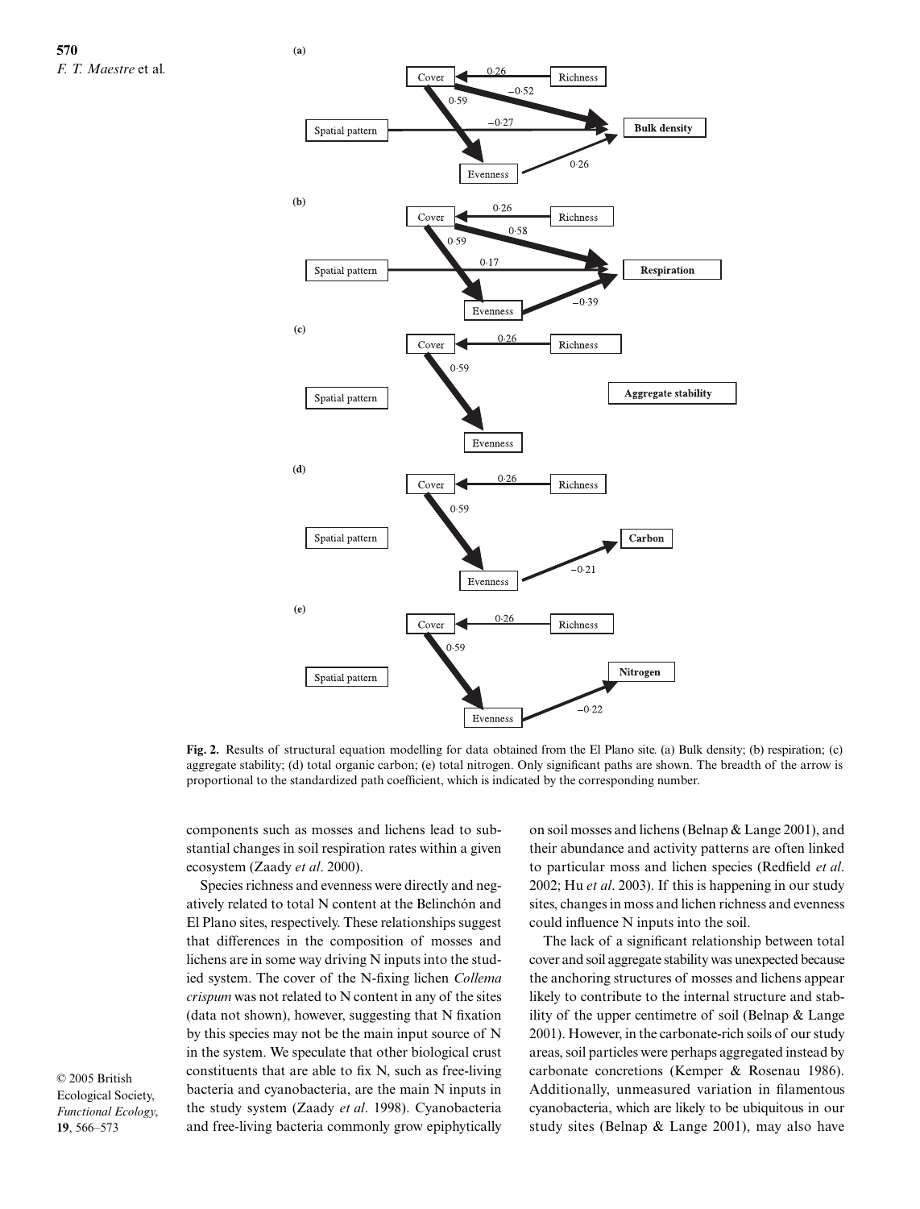**Fig. 2.** Results of structural equation modelling for data obtained from the El Plano site. (a) Bulk density; (b) respiration; (c) aggregate stability; (d) total organic carbon; (e) total nitrogen. Only significant paths are shown. The breadth of the arrow is proportional to the standardized path coefficient, which is indicated by the corresponding number.

components such as mosses and lichens lead to substantial changes in soil respiration rates within a given ecosystem (Zaady *et al*. 2000).

Species richness and evenness were directly and negatively related to total N content at the Belinchón and El Plano sites, respectively. These relationships suggest that differences in the composition of mosses and lichens are in some way driving N inputs into the studied system. The cover of the N-fixing lichen *Collema crispum* was not related to N content in any of the sites (data not shown), however, suggesting that N fixation by this species may not be the main input source of N in the system. We speculate that other biological crust constituents that are able to fix N, such as free-living bacteria and cyanobacteria, are the main N inputs in the study system (Zaady *et al*. 1998). Cyanobacteria and free-living bacteria commonly grow epiphytically on soil mosses and lichens (Belnap & Lange 2001), and their abundance and activity patterns are often linked to particular moss and lichen species (Redfield *et al*. 2002; Hu *et al*. 2003). If this is happening in our study sites, changes in moss and lichen richness and evenness could influence N inputs into the soil.

The lack of a significant relationship between total cover and soil aggregate stability was unexpected because the anchoring structures of mosses and lichens appear likely to contribute to the internal structure and stability of the upper centimetre of soil (Belnap & Lange 2001). However, in the carbonate-rich soils of our study areas, soil particles were perhaps aggregated instead by carbonate concretions (Kemper & Rosenau 1986). Additionally, unmeasured variation in filamentous cyanobacteria, which are likely to be ubiquitous in our study sites (Belnap & Lange 2001), may also have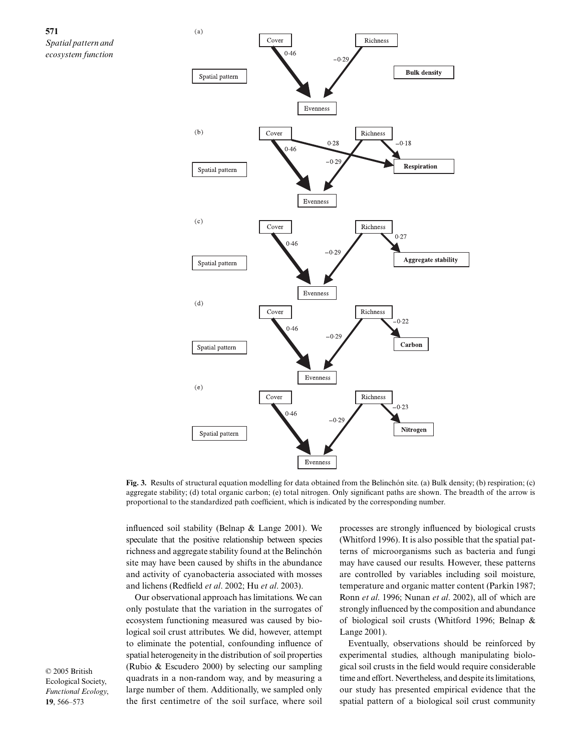**Fig. 3.** Results of structural equation modelling for data obtained from the Belinchón site. (a) Bulk density; (b) respiration; (c) aggregate stability; (d) total organic carbon; (e) total nitrogen. Only significant paths are shown. The breadth of the arrow is proportional to the standardized path coefficient, which is indicated by the corresponding number.

influenced soil stability (Belnap & Lange 2001). We speculate that the positive relationship between species richness and aggregate stability found at the Belinchón site may have been caused by shifts in the abundance and activity of cyanobacteria associated with mosses and lichens (Redfield *et al*. 2002; Hu *et al*. 2003).

Our observational approach has limitations. We can only postulate that the variation in the surrogates of ecosystem functioning measured was caused by biological soil crust attributes. We did, however, attempt to eliminate the potential, confounding influence of spatial heterogeneity in the distribution of soil properties (Rubio & Escudero 2000) by selecting our sampling quadrats in a non-random way, and by measuring a large number of them. Additionally, we sampled only the first centimetre of the soil surface, where soil processes are strongly influenced by biological crusts (Whitford 1996). It is also possible that the spatial patterns of microorganisms such as bacteria and fungi may have caused our results. However, these patterns are controlled by variables including soil moisture, temperature and organic matter content (Parkin 1987; Ronn *et al*. 1996; Nunan *et al*. 2002), all of which are strongly influenced by the composition and abundance of biological soil crusts (Whitford 1996; Belnap & Lange 2001).

Eventually, observations should be reinforced by experimental studies, although manipulating biological soil crusts in the field would require considerable time and effort. Nevertheless, and despite its limitations, our study has presented empirical evidence that the spatial pattern of a biological soil crust community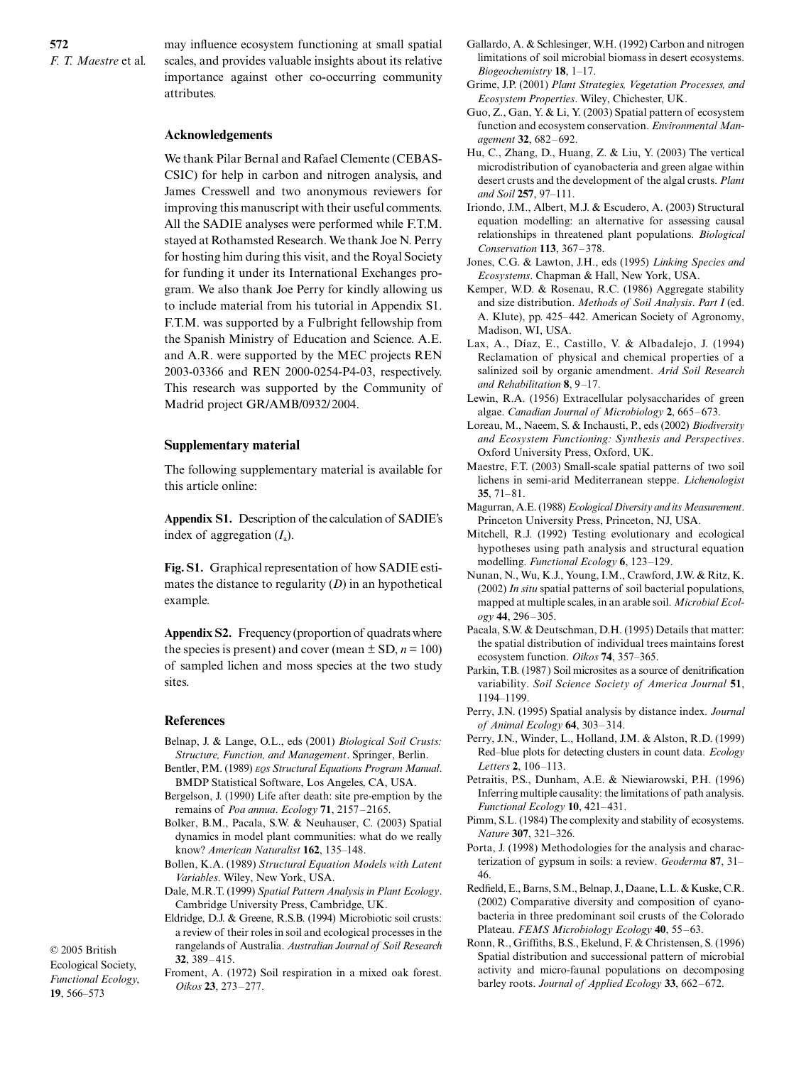may influence ecosystem functioning at small spatial scales, and provides valuable insights about its relative importance against other co-occurring community attributes.

## Acknowledgements

We thank Pilar Bernal and Rafael Clemente (CEBAS-CSIC) for help in carbon and nitrogen analysis, and James Cresswell and two anonymous reviewers for improving this manuscript with their useful comments. All the SADIE analyses were performed while F.T.M. stayed at Rothamsted Research. We thank Joe N. Perry for hosting him during this visit, and the Royal Society for funding it under its International Exchanges program. We also thank Joe Perry for kindly allowing us to include material from his tutorial in Appendix S1. F.T.M. was supported by a Fulbright fellowship from the Spanish Ministry of Education and Science. A.E. and A.R. were supported by the MEC projects REN 2003-03366 and REN 2000-0254-P4-03, respectively. This research was supported by the Community of Madrid project GR/AMB/0932/2004.

## Supplementary material

The following supplementary material is available for this article online:

**Appendix S1.** Description of the calculation of SADIE's index of aggregation ($I_a$).

**Fig. S1.** Graphical representation of how SADIE estimates the distance to regularity ($D$) in an hypothetical example.

**Appendix S2.** Frequency (proportion of quadrats where the species is present) and cover (mean ± SD, $n = 100$) of sampled lichen and moss species at the two study sites.

## References

Belnap, J. & Lange, O.L., eds (2001) *Biological Soil Crusts: Structure, Function, and Management*. Springer, Berlin.

Bentler, P.M. (1989) *EQS Structural Equations Program Manual*. BMDP Statistical Software, Los Angeles, CA, USA.

Bergelson, J. (1990) Life after death: site pre-emption by the remains of *Poa annua*. *Ecology* **71**, 2157–2165.

Bolker, B.M., Pacala, S.W. & Neuhauser, C. (2003) Spatial dynamics in model plant communities: what do we really know? *American Naturalist* **162**, 135–148.

Bollen, K.A. (1989) *Structural Equation Models with Latent Variables*. Wiley, New York, USA.

Dale, M.R.T. (1999) *Spatial Pattern Analysis in Plant Ecology*. Cambridge University Press, Cambridge, UK.

Eldridge, D.J. & Greene, R.S.B. (1994) Microbiotic soil crusts: a review of their roles in soil and ecological processes in the rangelands of Australia. *Australian Journal of Soil Research* **32**, 389–415.

Froment, A. (1972) Soil respiration in a mixed oak forest. *Oikos* **23**, 273–277.

Gallardo, A. & Schlesinger, W.H. (1992) Carbon and nitrogen limitations of soil microbial biomass in desert ecosystems. *Biogeochemistry* **18**, 1–17.

Grime, J.P. (2001) *Plant Strategies, Vegetation Processes, and Ecosystem Properties*. Wiley, Chichester, UK.

Guo, Z., Gan, Y. & Li, Y. (2003) Spatial pattern of ecosystem function and ecosystem conservation. *Environmental Management* **32**, 682–692.

Hu, C., Zhang, D., Huang, Z. & Liu, Y. (2003) The vertical microdistribution of cyanobacteria and green algae within desert crusts and the development of the algal crusts. *Plant and Soil* **257**, 97–111.

Iriondo, J.M., Albert, M.J. & Escudero, A. (2003) Structural equation modelling: an alternative for assessing causal relationships in threatened plant populations. *Biological Conservation* **113**, 367–378.

Jones, C.G. & Lawton, J.H., eds (1995) *Linking Species and Ecosystems*. Chapman & Hall, New York, USA.

Kemper, W.D. & Rosenau, R.C. (1986) Aggregate stability and size distribution. *Methods of Soil Analysis*. *Part I* (ed. A. Klute), pp. 425–442. American Society of Agronomy, Madison, WI, USA.

Lax, A., Díaz, E., Castillo, V. & Albadalejo, J. (1994) Reclamation of physical and chemical properties of a salinized soil by organic amendment. *Arid Soil Research and Rehabilitation* **8**, 9–17.

Lewin, R.A. (1956) Extracellular polysaccharides of green algae. *Canadian Journal of Microbiology* **2**, 665–673.

Loreau, M., Naeem, S. & Inchausti, P., eds (2002) *Biodiversity and Ecosystem Functioning: Synthesis and Perspectives*. Oxford University Press, Oxford, UK.

Maestre, F.T. (2003) Small-scale spatial patterns of two soil lichens in semi-arid Mediterranean steppe. *Lichenologist* **35**, 71–81.

Magurran, A.E. (1988) *Ecological Diversity and its Measurement*. Princeton University Press, Princeton, NJ, USA.

Mitchell, R.J. (1992) Testing evolutionary and ecological hypotheses using path analysis and structural equation modelling. *Functional Ecology* **6**, 123–129.

Nunan, N., Wu, K.J., Young, I.M., Crawford, J.W. & Ritz, K. (2002) *In situ* spatial patterns of soil bacterial populations, mapped at multiple scales, in an arable soil. *Microbial Ecology* **44**, 296–305.

Pacala, S.W. & Deutschman, D.H. (1995) Details that matter: the spatial distribution of individual trees maintains forest ecosystem function. *Oikos* **74**, 357–365.

Parkin, T.B. (1987) Soil microsites as a source of denitrification variability. *Soil Science Society of America Journal* **51**, 1194–1199.

Perry, J.N. (1995) Spatial analysis by distance index. *Journal of Animal Ecology* **64**, 303–314.

Perry, J.N., Winder, L., Holland, J.M. & Alston, R.D. (1999) Red–blue plots for detecting clusters in count data. *Ecology Letters* **2**, 106–113.

Petraitis, P.S., Dunham, A.E. & Niewiarowski, P.H. (1996) Inferring multiple causality: the limitations of path analysis. *Functional Ecology* **10**, 421–431.

Pimm, S.L. (1984) The complexity and stability of ecosystems. *Nature* **307**, 321–326.

Porta, J. (1998) Methodologies for the analysis and characterization of gypsum in soils: a review. *Geoderma* **87**, 31–46.

Redfield, E., Barns, S.M., Belnap, J., Daane, L.L. & Kuske, C.R. (2002) Comparative diversity and composition of cyanobacteria in three predominant soil crusts of the Colorado Plateau. *FEMS Microbiology Ecology* **40**, 55–63.

Ronn, R., Griffiths, B.S., Ekelund, F. & Christensen, S. (1996) Spatial distribution and successional pattern of microbial activity and micro-faunal populations on decomposing barley roots. *Journal of Applied Ecology* **33**, 662–672.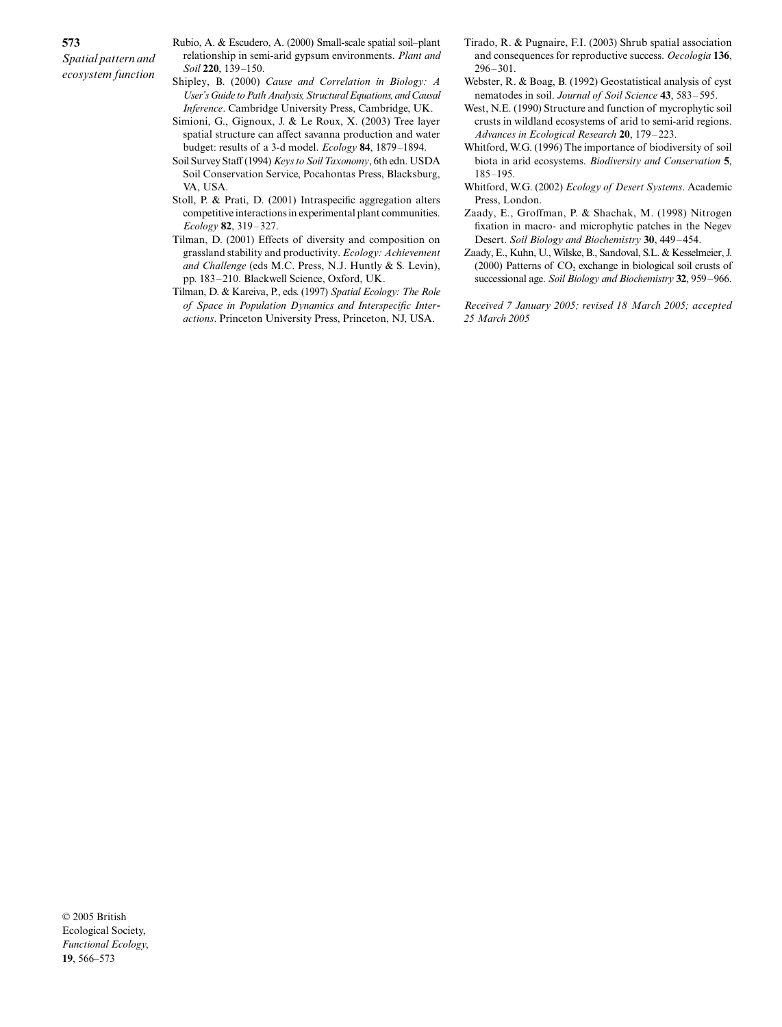Rubio, A. & Escudero, A. (2000) Small-scale spatial soil–plant relationship in semi-arid gypsum environments. *Plant and Soil* **220**, 139–150.

Shipley, B. (2000) *Cause and Correlation in Biology: A User's Guide to Path Analysis, Structural Equations, and Causal Inference*. Cambridge University Press, Cambridge, UK.

Simioni, G., Gignoux, J. & Le Roux, X. (2003) Tree layer spatial structure can affect savanna production and water budget: results of a 3-d model. *Ecology* **84**, 1879–1894.

Soil Survey Staff (1994) *Keys to Soil Taxonomy*, 6th edn. USDA Soil Conservation Service, Pocahontas Press, Blacksburg, VA, USA.

Stoll, P. & Prati, D. (2001) Intraspecific aggregation alters competitive interactions in experimental plant communities. *Ecology* **82**, 319–327.

Tilman, D. (2001) Effects of diversity and composition on grassland stability and productivity. *Ecology: Achievement and Challenge* (eds M.C. Press, N.J. Huntly & S. Levin), pp. 183–210. Blackwell Science, Oxford, UK.

Tilman, D. & Kareiva, P., eds. (1997) *Spatial Ecology: The Role of Space in Population Dynamics and Interspecific Interactions*. Princeton University Press, Princeton, NJ, USA.

Tirado, R. & Pugnaire, F.I. (2003) Shrub spatial association and consequences for reproductive success. *Oecologia* **136**, 296–301.

Webster, R. & Boag, B. (1992) Geostatistical analysis of cyst nematodes in soil. *Journal of Soil Science* **43**, 583–595.

West, N.E. (1990) Structure and function of mycrophytic soil crusts in wildland ecosystems of arid to semi-arid regions. *Advances in Ecological Research* **20**, 179–223.

Whitford, W.G. (1996) The importance of biodiversity of soil biota in arid ecosystems. *Biodiversity and Conservation* **5**, 185–195.

Whitford, W.G. (2002) *Ecology of Desert Systems*. Academic Press, London.

Zaady, E., Groffman, P. & Shachak, M. (1998) Nitrogen fixation in macro- and microphytic patches in the Negev Desert. *Soil Biology and Biochemistry* **30**, 449–454.

Zaady, E., Kuhn, U., Wilske, B., Sandoval, S.L. & Kesselmeier, J. (2000) Patterns of $CO_2$ exchange in biological soil crusts of successional age. *Soil Biology and Biochemistry* **32**, 959–966.

*Received 7 January 2005; revised 18 March 2005; accepted 25 March 2005*